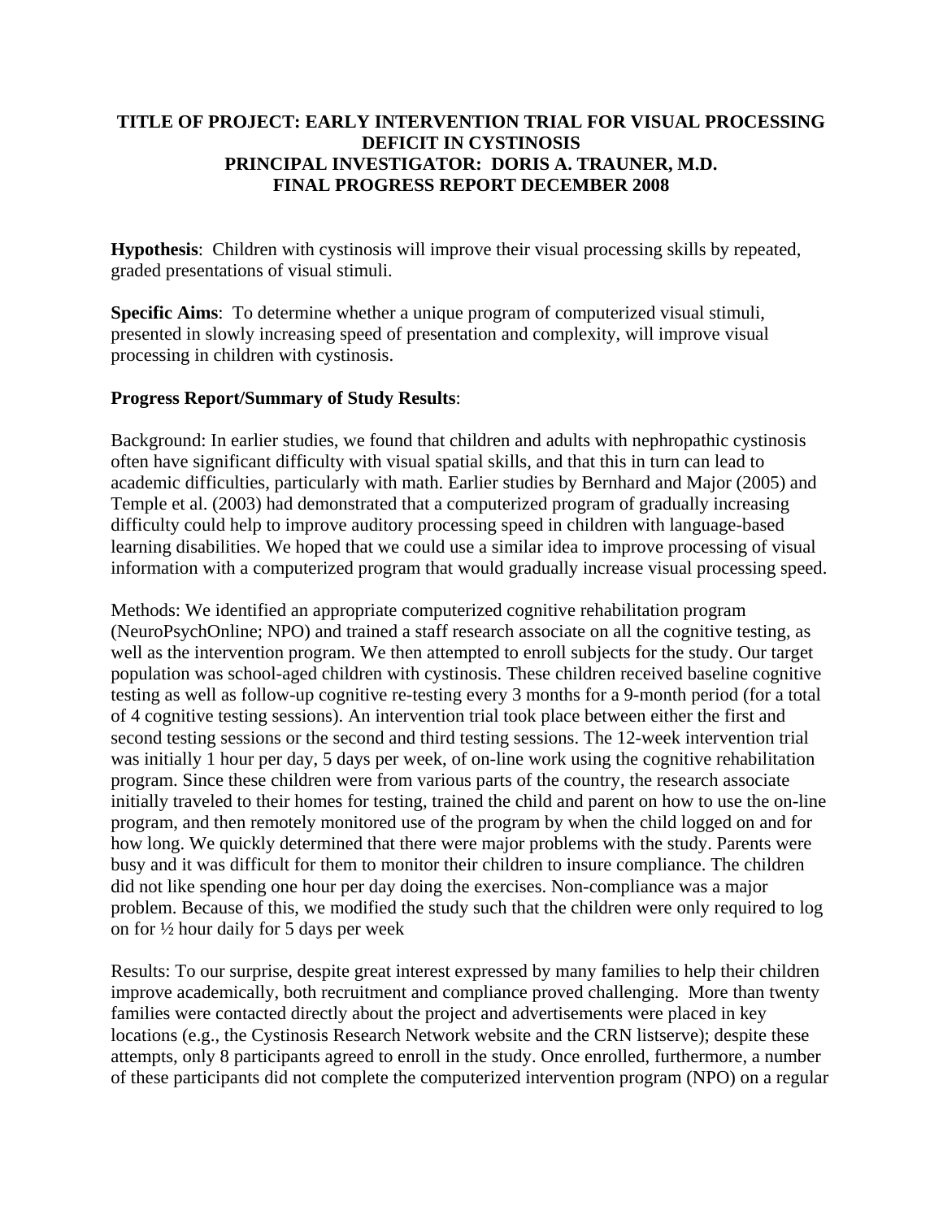**TITLE OF PROJECT: EARLY INTERVENTION TRIAL FOR VISUAL PROCESSING DEFICIT IN CYSTINOSIS**
**PRINCIPAL INVESTIGATOR: DORIS A. TRAUNER, M.D.**
**FINAL PROGRESS REPORT DECEMBER 2008**

**Hypothesis**: Children with cystinosis will improve their visual processing skills by repeated, graded presentations of visual stimuli.

**Specific Aims**: To determine whether a unique program of computerized visual stimuli, presented in slowly increasing speed of presentation and complexity, will improve visual processing in children with cystinosis.

**Progress Report/Summary of Study Results**:

Background: In earlier studies, we found that children and adults with nephropathic cystinosis often have significant difficulty with visual spatial skills, and that this in turn can lead to academic difficulties, particularly with math. Earlier studies by Bernhard and Major (2005) and Temple et al. (2003) had demonstrated that a computerized program of gradually increasing difficulty could help to improve auditory processing speed in children with language-based learning disabilities. We hoped that we could use a similar idea to improve processing of visual information with a computerized program that would gradually increase visual processing speed.

Methods: We identified an appropriate computerized cognitive rehabilitation program (NeuroPsychOnline; NPO) and trained a staff research associate on all the cognitive testing, as well as the intervention program. We then attempted to enroll subjects for the study. Our target population was school-aged children with cystinosis. These children received baseline cognitive testing as well as follow-up cognitive re-testing every 3 months for a 9-month period (for a total of 4 cognitive testing sessions). An intervention trial took place between either the first and second testing sessions or the second and third testing sessions. The 12-week intervention trial was initially 1 hour per day, 5 days per week, of on-line work using the cognitive rehabilitation program. Since these children were from various parts of the country, the research associate initially traveled to their homes for testing, trained the child and parent on how to use the on-line program, and then remotely monitored use of the program by when the child logged on and for how long. We quickly determined that there were major problems with the study. Parents were busy and it was difficult for them to monitor their children to insure compliance. The children did not like spending one hour per day doing the exercises. Non-compliance was a major problem. Because of this, we modified the study such that the children were only required to log on for ½ hour daily for 5 days per week

Results: To our surprise, despite great interest expressed by many families to help their children improve academically, both recruitment and compliance proved challenging. More than twenty families were contacted directly about the project and advertisements were placed in key locations (e.g., the Cystinosis Research Network website and the CRN listserve); despite these attempts, only 8 participants agreed to enroll in the study. Once enrolled, furthermore, a number of these participants did not complete the computerized intervention program (NPO) on a regular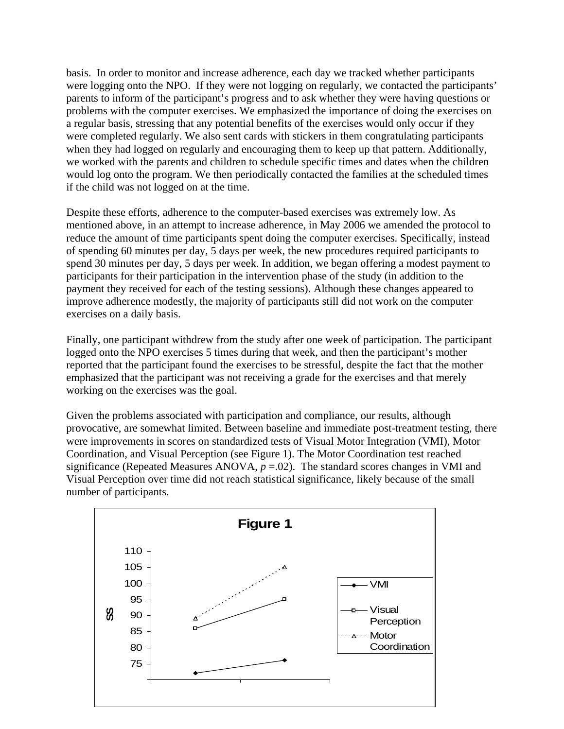basis. In order to monitor and increase adherence, each day we tracked whether participants were logging onto the NPO. If they were not logging on regularly, we contacted the participants' parents to inform of the participant's progress and to ask whether they were having questions or problems with the computer exercises. We emphasized the importance of doing the exercises on a regular basis, stressing that any potential benefits of the exercises would only occur if they were completed regularly. We also sent cards with stickers in them congratulating participants when they had logged on regularly and encouraging them to keep up that pattern. Additionally, we worked with the parents and children to schedule specific times and dates when the children would log onto the program. We then periodically contacted the families at the scheduled times if the child was not logged on at the time.

Despite these efforts, adherence to the computer-based exercises was extremely low. As mentioned above, in an attempt to increase adherence, in May 2006 we amended the protocol to reduce the amount of time participants spent doing the computer exercises. Specifically, instead of spending 60 minutes per day, 5 days per week, the new procedures required participants to spend 30 minutes per day, 5 days per week. In addition, we began offering a modest payment to participants for their participation in the intervention phase of the study (in addition to the payment they received for each of the testing sessions). Although these changes appeared to improve adherence modestly, the majority of participants still did not work on the computer exercises on a daily basis.

Finally, one participant withdrew from the study after one week of participation. The participant logged onto the NPO exercises 5 times during that week, and then the participant's mother reported that the participant found the exercises to be stressful, despite the fact that the mother emphasized that the participant was not receiving a grade for the exercises and that merely working on the exercises was the goal.

Given the problems associated with participation and compliance, our results, although provocative, are somewhat limited. Between baseline and immediate post-treatment testing, there were improvements in scores on standardized tests of Visual Motor Integration (VMI), Motor Coordination, and Visual Perception (see Figure 1). The Motor Coordination test reached significance (Repeated Measures ANOVA, $p$ =.02). The standard scores changes in VMI and Visual Perception over time did not reach statistical significance, likely because of the small number of participants.

**Figure 1**

SS

110
105
100
95
90
85
80
75

VMI
Visual Perception
Motor Coordination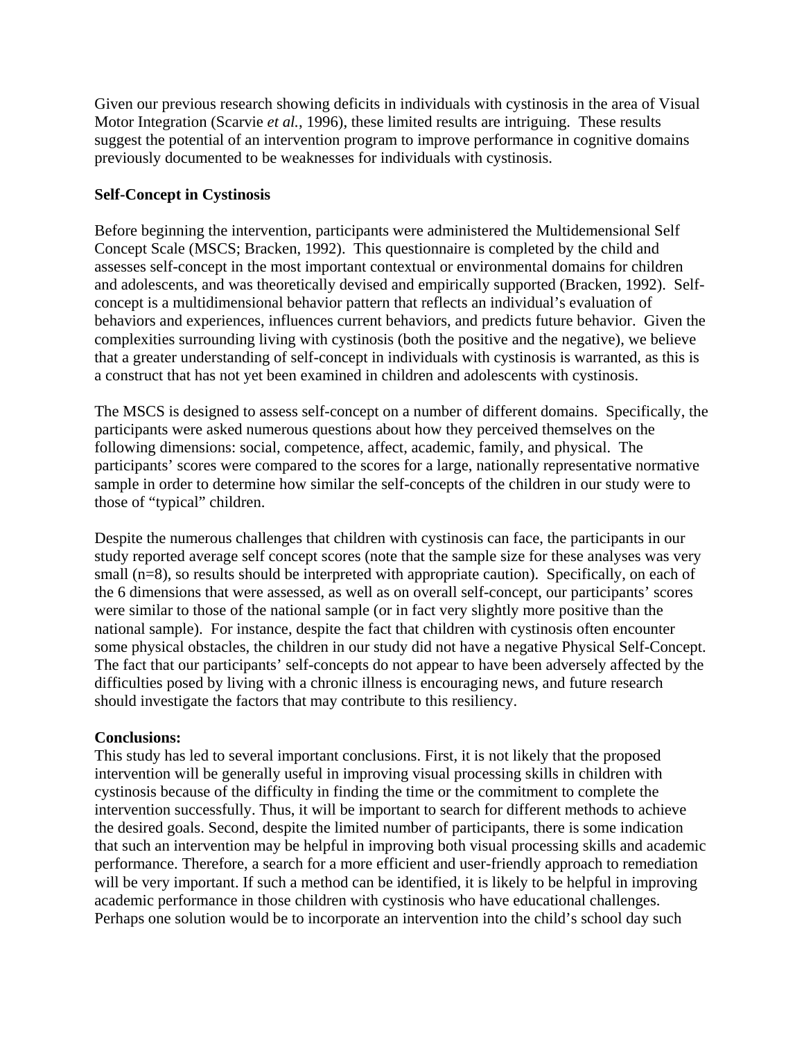Given our previous research showing deficits in individuals with cystinosis in the area of Visual Motor Integration (Scarvie *et al.*, 1996), these limited results are intriguing. These results suggest the potential of an intervention program to improve performance in cognitive domains previously documented to be weaknesses for individuals with cystinosis.

**Self-Concept in Cystinosis**

Before beginning the intervention, participants were administered the Multidemensional Self Concept Scale (MSCS; Bracken, 1992). This questionnaire is completed by the child and assesses self-concept in the most important contextual or environmental domains for children and adolescents, and was theoretically devised and empirically supported (Bracken, 1992). Self-concept is a multidimensional behavior pattern that reflects an individual's evaluation of behaviors and experiences, influences current behaviors, and predicts future behavior. Given the complexities surrounding living with cystinosis (both the positive and the negative), we believe that a greater understanding of self-concept in individuals with cystinosis is warranted, as this is a construct that has not yet been examined in children and adolescents with cystinosis.

The MSCS is designed to assess self-concept on a number of different domains. Specifically, the participants were asked numerous questions about how they perceived themselves on the following dimensions: social, competence, affect, academic, family, and physical. The participants' scores were compared to the scores for a large, nationally representative normative sample in order to determine how similar the self-concepts of the children in our study were to those of "typical" children.

Despite the numerous challenges that children with cystinosis can face, the participants in our study reported average self concept scores (note that the sample size for these analyses was very small (n=8), so results should be interpreted with appropriate caution). Specifically, on each of the 6 dimensions that were assessed, as well as on overall self-concept, our participants' scores were similar to those of the national sample (or in fact very slightly more positive than the national sample). For instance, despite the fact that children with cystinosis often encounter some physical obstacles, the children in our study did not have a negative Physical Self-Concept. The fact that our participants' self-concepts do not appear to have been adversely affected by the difficulties posed by living with a chronic illness is encouraging news, and future research should investigate the factors that may contribute to this resiliency.

**Conclusions:**

This study has led to several important conclusions. First, it is not likely that the proposed intervention will be generally useful in improving visual processing skills in children with cystinosis because of the difficulty in finding the time or the commitment to complete the intervention successfully. Thus, it will be important to search for different methods to achieve the desired goals. Second, despite the limited number of participants, there is some indication that such an intervention may be helpful in improving both visual processing skills and academic performance. Therefore, a search for a more efficient and user-friendly approach to remediation will be very important. If such a method can be identified, it is likely to be helpful in improving academic performance in those children with cystinosis who have educational challenges. Perhaps one solution would be to incorporate an intervention into the child's school day such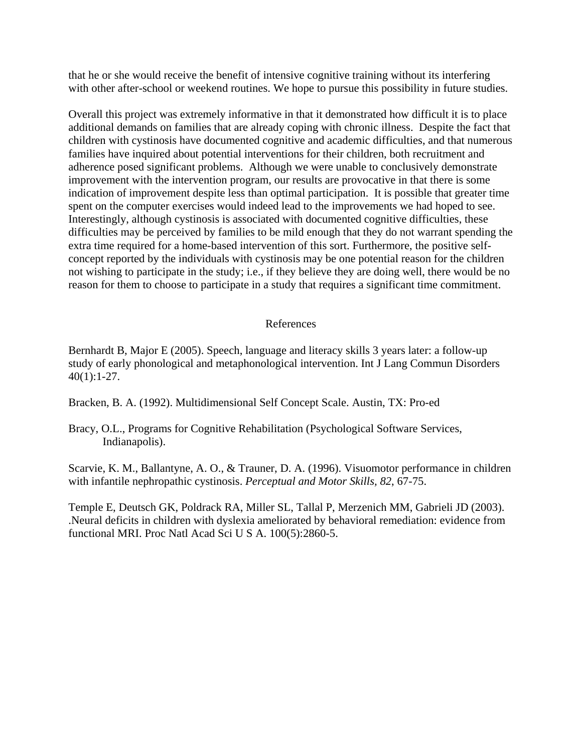that he or she would receive the benefit of intensive cognitive training without its interfering with other after-school or weekend routines. We hope to pursue this possibility in future studies.

Overall this project was extremely informative in that it demonstrated how difficult it is to place additional demands on families that are already coping with chronic illness. Despite the fact that children with cystinosis have documented cognitive and academic difficulties, and that numerous families have inquired about potential interventions for their children, both recruitment and adherence posed significant problems. Although we were unable to conclusively demonstrate improvement with the intervention program, our results are provocative in that there is some indication of improvement despite less than optimal participation. It is possible that greater time spent on the computer exercises would indeed lead to the improvements we had hoped to see. Interestingly, although cystinosis is associated with documented cognitive difficulties, these difficulties may be perceived by families to be mild enough that they do not warrant spending the extra time required for a home-based intervention of this sort. Furthermore, the positive self-concept reported by the individuals with cystinosis may be one potential reason for the children not wishing to participate in the study; i.e., if they believe they are doing well, there would be no reason for them to choose to participate in a study that requires a significant time commitment.

## References

Bernhardt B, Major E (2005). Speech, language and literacy skills 3 years later: a follow-up study of early phonological and metaphonological intervention. Int J Lang Commun Disorders 40(1):1-27.

Bracken, B. A. (1992). Multidimensional Self Concept Scale. Austin, TX: Pro-ed

Bracy, O.L., Programs for Cognitive Rehabilitation (Psychological Software Services, Indianapolis).

Scarvie, K. M., Ballantyne, A. O., & Trauner, D. A. (1996). Visuomotor performance in children with infantile nephropathic cystinosis. *Perceptual and Motor Skills, 82*, 67-75.

Temple E, Deutsch GK, Poldrack RA, Miller SL, Tallal P, Merzenich MM, Gabrieli JD (2003). .Neural deficits in children with dyslexia ameliorated by behavioral remediation: evidence from functional MRI. Proc Natl Acad Sci U S A. 100(5):2860-5.